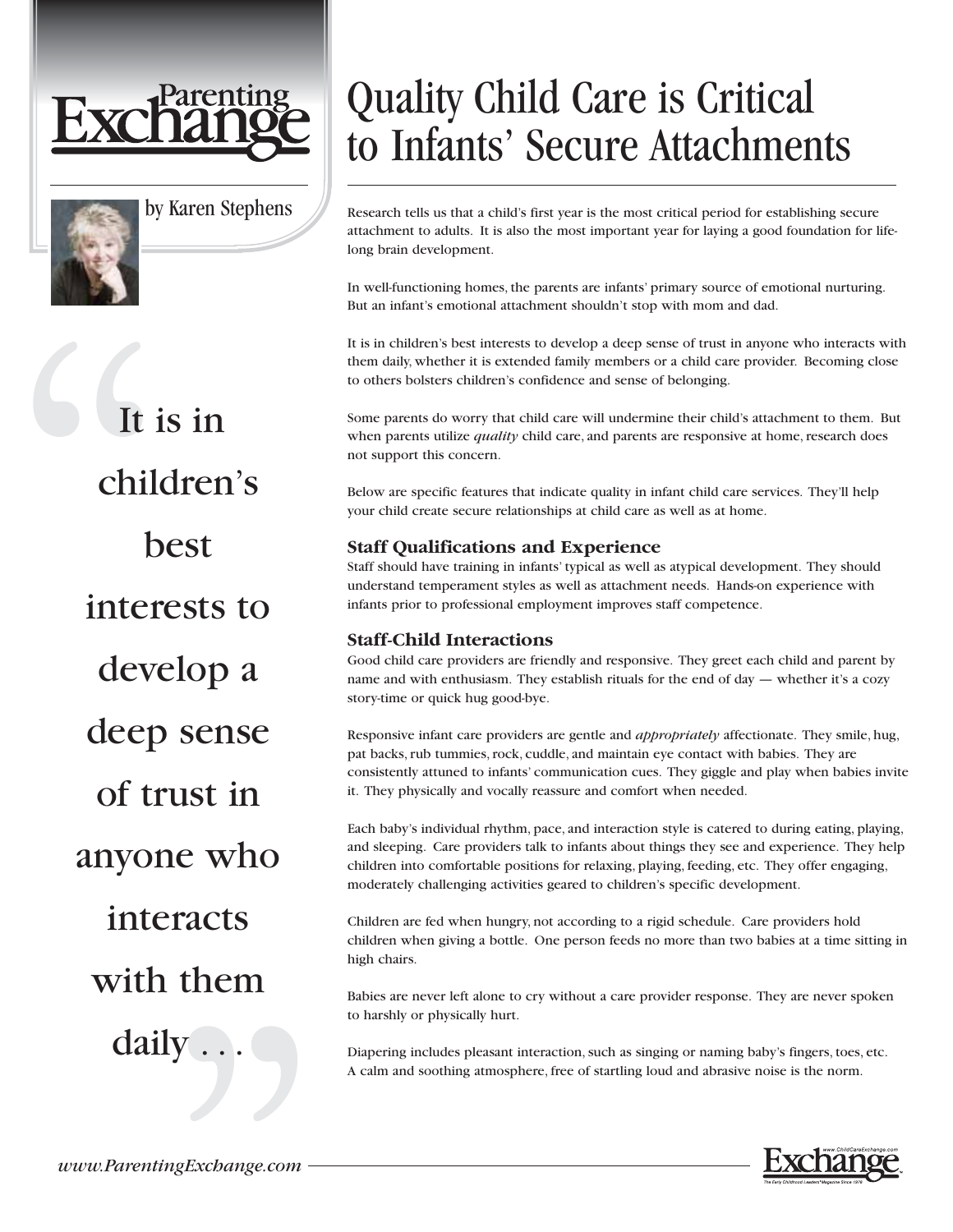# Quality Child Care is Critical to Infants' Secure Attachments

by Karen Stephens

> "It is in children's best interests to develop a deep sense of trust in anyone who interacts with them daily . . ."

Research tells us that a child's first year is the most critical period for establishing secure attachment to adults. It is also the most important year for laying a good foundation for life-long brain development.

In well-functioning homes, the parents are infants' primary source of emotional nurturing. But an infant's emotional attachment shouldn't stop with mom and dad.

It is in children's best interests to develop a deep sense of trust in anyone who interacts with them daily, whether it is extended family members or a child care provider. Becoming close to others bolsters children's confidence and sense of belonging.

Some parents do worry that child care will undermine their child's attachment to them. But when parents utilize *quality* child care, and parents are responsive at home, research does not support this concern.

Below are specific features that indicate quality in infant child care services. They'll help your child create secure relationships at child care as well as at home.

### Staff Qualifications and Experience

Staff should have training in infants' typical as well as atypical development. They should understand temperament styles as well as attachment needs. Hands-on experience with infants prior to professional employment improves staff competence.

### Staff-Child Interactions

Good child care providers are friendly and responsive. They greet each child and parent by name and with enthusiasm. They establish rituals for the end of day — whether it's a cozy story-time or quick hug good-bye.

Responsive infant care providers are gentle and *appropriately* affectionate. They smile, hug, pat backs, rub tummies, rock, cuddle, and maintain eye contact with babies. They are consistently attuned to infants' communication cues. They giggle and play when babies invite it. They physically and vocally reassure and comfort when needed.

Each baby's individual rhythm, pace, and interaction style is catered to during eating, playing, and sleeping. Care providers talk to infants about things they see and experience. They help children into comfortable positions for relaxing, playing, feeding, etc. They offer engaging, moderately challenging activities geared to children's specific development.

Children are fed when hungry, not according to a rigid schedule. Care providers hold children when giving a bottle. One person feeds no more than two babies at a time sitting in high chairs.

Babies are never left alone to cry without a care provider response. They are never spoken to harshly or physically hurt.

Diapering includes pleasant interaction, such as singing or naming baby's fingers, toes, etc. A calm and soothing atmosphere, free of startling loud and abrasive noise is the norm.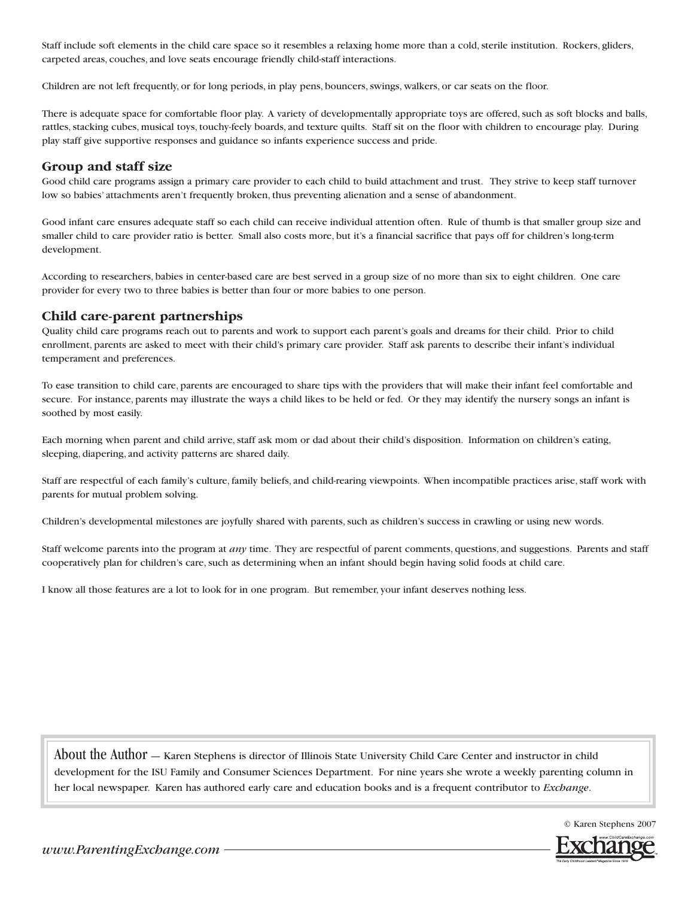Staff include soft elements in the child care space so it resembles a relaxing home more than a cold, sterile institution. Rockers, gliders, carpeted areas, couches, and love seats encourage friendly child-staff interactions.

Children are not left frequently, or for long periods, in play pens, bouncers, swings, walkers, or car seats on the floor.

There is adequate space for comfortable floor play. A variety of developmentally appropriate toys are offered, such as soft blocks and balls, rattles, stacking cubes, musical toys, touchy-feely boards, and texture quilts. Staff sit on the floor with children to encourage play. During play staff give supportive responses and guidance so infants experience success and pride.

## Group and staff size

Good child care programs assign a primary care provider to each child to build attachment and trust. They strive to keep staff turnover low so babies' attachments aren't frequently broken, thus preventing alienation and a sense of abandonment.

Good infant care ensures adequate staff so each child can receive individual attention often. Rule of thumb is that smaller group size and smaller child to care provider ratio is better. Small also costs more, but it's a financial sacrifice that pays off for children's long-term development.

According to researchers, babies in center-based care are best served in a group size of no more than six to eight children. One care provider for every two to three babies is better than four or more babies to one person.

## Child care-parent partnerships

Quality child care programs reach out to parents and work to support each parent's goals and dreams for their child. Prior to child enrollment, parents are asked to meet with their child's primary care provider. Staff ask parents to describe their infant's individual temperament and preferences.

To ease transition to child care, parents are encouraged to share tips with the providers that will make their infant feel comfortable and secure. For instance, parents may illustrate the ways a child likes to be held or fed. Or they may identify the nursery songs an infant is soothed by most easily.

Each morning when parent and child arrive, staff ask mom or dad about their child's disposition. Information on children's eating, sleeping, diapering, and activity patterns are shared daily.

Staff are respectful of each family's culture, family beliefs, and child-rearing viewpoints. When incompatible practices arise, staff work with parents for mutual problem solving.

Children's developmental milestones are joyfully shared with parents, such as children's success in crawling or using new words.

Staff welcome parents into the program at *any* time. They are respectful of parent comments, questions, and suggestions. Parents and staff cooperatively plan for children's care, such as determining when an infant should begin having solid foods at child care.

I know all those features are a lot to look for in one program. But remember, your infant deserves nothing less.

About the Author — Karen Stephens is director of Illinois State University Child Care Center and instructor in child development for the ISU Family and Consumer Sciences Department. For nine years she wrote a weekly parenting column in her local newspaper. Karen has authored early care and education books and is a frequent contributor to *Exchange*.

© Karen Stephens 2007